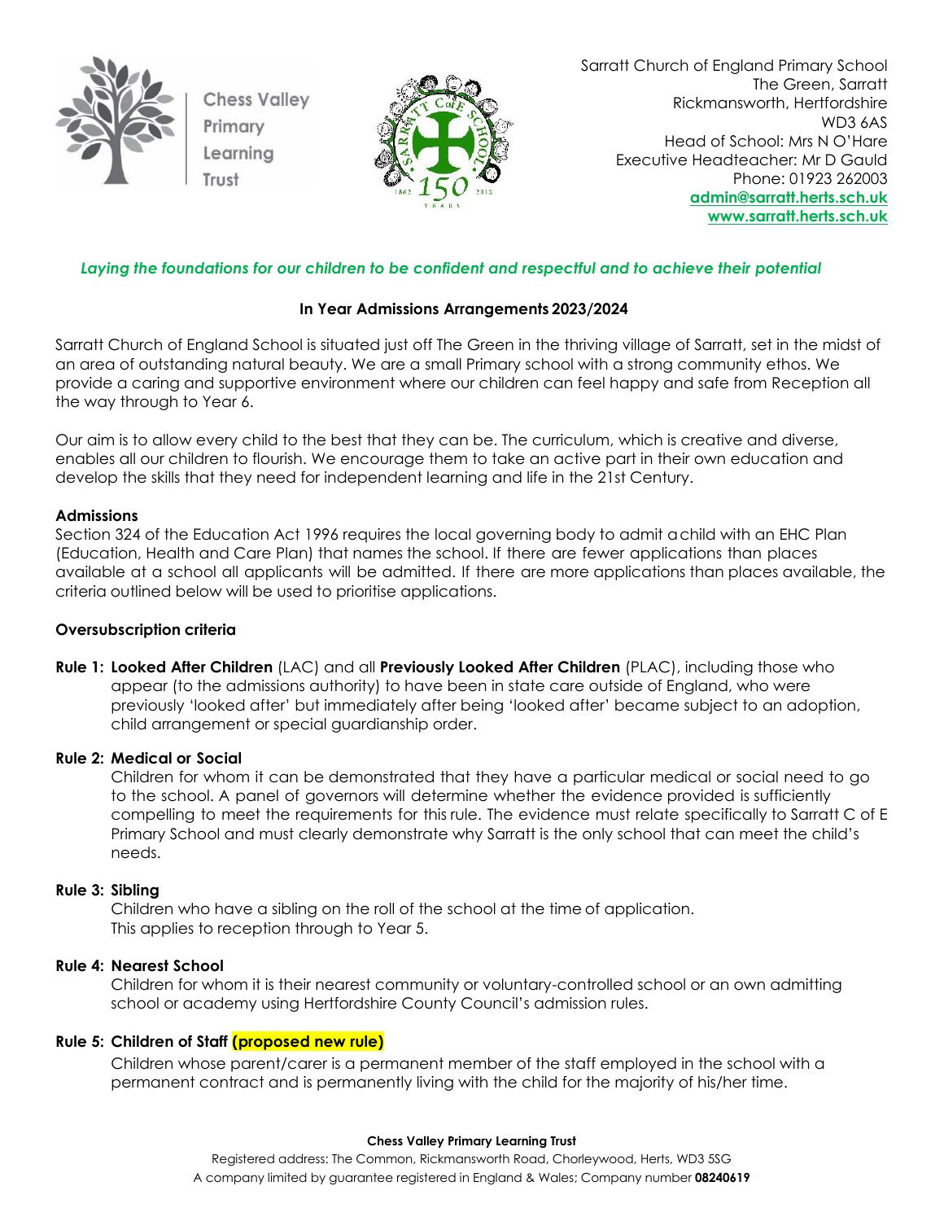Chess Valley Primary Learning Trust

Sarratt Church of England Primary School
The Green, Sarratt
Rickmansworth, Hertfordshire
WD3 6AS
Head of School: Mrs N O'Hare
Executive Headteacher: Mr D Gauld
Phone: 01923 262003
admin@sarratt.herts.sch.uk
www.sarratt.herts.sch.uk

*Laying the foundations for our children to be confident and respectful and to achieve their potential*

## In Year Admissions Arrangements 2023/2024

Sarratt Church of England School is situated just off The Green in the thriving village of Sarratt, set in the midst of an area of outstanding natural beauty. We are a small Primary school with a strong community ethos. We provide a caring and supportive environment where our children can feel happy and safe from Reception all the way through to Year 6.

Our aim is to allow every child to the best that they can be. The curriculum, which is creative and diverse, enables all our children to flourish. We encourage them to take an active part in their own education and develop the skills that they need for independent learning and life in the 21st Century.

### Admissions

Section 324 of the Education Act 1996 requires the local governing body to admit a child with an EHC Plan (Education, Health and Care Plan) that names the school. If there are fewer applications than places available at a school all applicants will be admitted. If there are more applications than places available, the criteria outlined below will be used to prioritise applications.

### Oversubscription criteria

**Rule 1: Looked After Children** (LAC) and all **Previously Looked After Children** (PLAC), including those who appear (to the admissions authority) to have been in state care outside of England, who were previously 'looked after' but immediately after being 'looked after' became subject to an adoption, child arrangement or special guardianship order.

**Rule 2: Medical or Social**
Children for whom it can be demonstrated that they have a particular medical or social need to go to the school. A panel of governors will determine whether the evidence provided is sufficiently compelling to meet the requirements for this rule. The evidence must relate specifically to Sarratt C of E Primary School and must clearly demonstrate why Sarratt is the only school that can meet the child's needs.

**Rule 3: Sibling**
Children who have a sibling on the roll of the school at the time of application.
This applies to reception through to Year 5.

**Rule 4: Nearest School**
Children for whom it is their nearest community or voluntary-controlled school or an own admitting school or academy using Hertfordshire County Council's admission rules.

**Rule 5: Children of Staff (proposed new rule)**
Children whose parent/carer is a permanent member of the staff employed in the school with a permanent contract and is permanently living with the child for the majority of his/her time.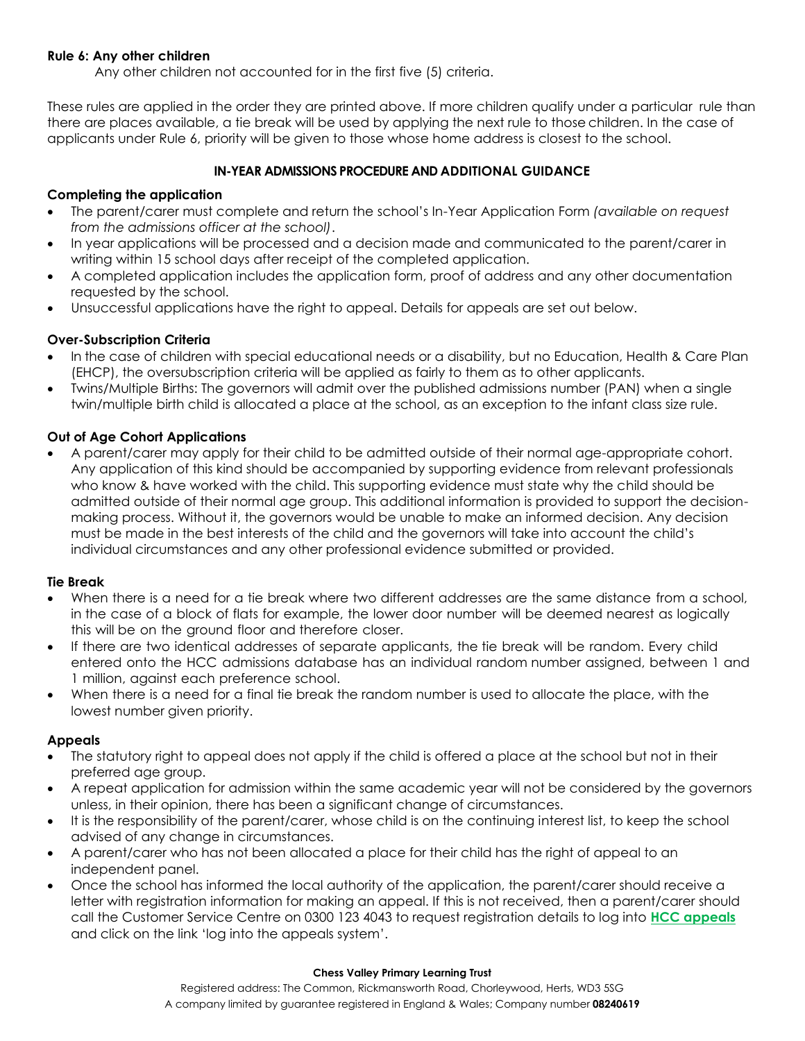**Rule 6: Any other children**

Any other children not accounted for in the first five (5) criteria.

These rules are applied in the order they are printed above. If more children qualify under a particular rule than there are places available, a tie break will be used by applying the next rule to those children. In the case of applicants under Rule 6, priority will be given to those whose home address is closest to the school.

## IN-YEAR ADMISSIONS PROCEDURE AND ADDITIONAL GUIDANCE

### Completing the application

- The parent/carer must complete and return the school's In-Year Application Form *(available on request from the admissions officer at the school)*.
- In year applications will be processed and a decision made and communicated to the parent/carer in writing within 15 school days after receipt of the completed application.
- A completed application includes the application form, proof of address and any other documentation requested by the school.
- Unsuccessful applications have the right to appeal. Details for appeals are set out below.

### Over-Subscription Criteria

- In the case of children with special educational needs or a disability, but no Education, Health & Care Plan (EHCP), the oversubscription criteria will be applied as fairly to them as to other applicants.
- Twins/Multiple Births: The governors will admit over the published admissions number (PAN) when a single twin/multiple birth child is allocated a place at the school, as an exception to the infant class size rule.

### Out of Age Cohort Applications

- A parent/carer may apply for their child to be admitted outside of their normal age-appropriate cohort. Any application of this kind should be accompanied by supporting evidence from relevant professionals who know & have worked with the child. This supporting evidence must state why the child should be admitted outside of their normal age group. This additional information is provided to support the decision-making process. Without it, the governors would be unable to make an informed decision. Any decision must be made in the best interests of the child and the governors will take into account the child's individual circumstances and any other professional evidence submitted or provided.

### Tie Break

- When there is a need for a tie break where two different addresses are the same distance from a school, in the case of a block of flats for example, the lower door number will be deemed nearest as logically this will be on the ground floor and therefore closer.
- If there are two identical addresses of separate applicants, the tie break will be random. Every child entered onto the HCC admissions database has an individual random number assigned, between 1 and 1 million, against each preference school.
- When there is a need for a final tie break the random number is used to allocate the place, with the lowest number given priority.

### Appeals

- The statutory right to appeal does not apply if the child is offered a place at the school but not in their preferred age group.
- A repeat application for admission within the same academic year will not be considered by the governors unless, in their opinion, there has been a significant change of circumstances.
- It is the responsibility of the parent/carer, whose child is on the continuing interest list, to keep the school advised of any change in circumstances.
- A parent/carer who has not been allocated a place for their child has the right of appeal to an independent panel.
- Once the school has informed the local authority of the application, the parent/carer should receive a letter with registration information for making an appeal. If this is not received, then a parent/carer should call the Customer Service Centre on 0300 123 4043 to request registration details to log into **HCC appeals** and click on the link 'log into the appeals system'.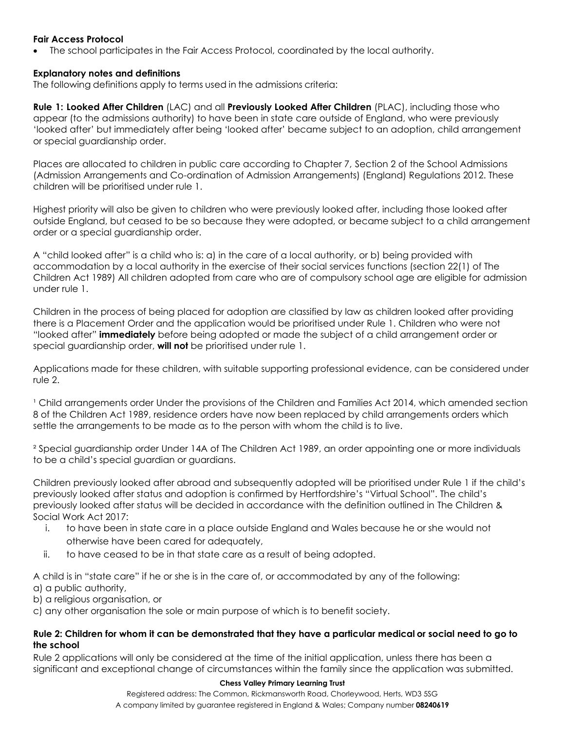**Fair Access Protocol**

- The school participates in the Fair Access Protocol, coordinated by the local authority.

**Explanatory notes and definitions**

The following definitions apply to terms used in the admissions criteria:

**Rule 1: Looked After Children** (LAC) and all **Previously Looked After Children** (PLAC), including those who appear (to the admissions authority) to have been in state care outside of England, who were previously 'looked after' but immediately after being 'looked after' became subject to an adoption, child arrangement or special guardianship order.

Places are allocated to children in public care according to Chapter 7, Section 2 of the School Admissions (Admission Arrangements and Co-ordination of Admission Arrangements) (England) Regulations 2012. These children will be prioritised under rule 1.

Highest priority will also be given to children who were previously looked after, including those looked after outside England, but ceased to be so because they were adopted, or became subject to a child arrangement order or a special guardianship order.

A "child looked after" is a child who is: a) in the care of a local authority, or b) being provided with accommodation by a local authority in the exercise of their social services functions (section 22(1) of The Children Act 1989) All children adopted from care who are of compulsory school age are eligible for admission under rule 1.

Children in the process of being placed for adoption are classified by law as children looked after providing there is a Placement Order and the application would be prioritised under Rule 1. Children who were not "looked after" **immediately** before being adopted or made the subject of a child arrangement order or special guardianship order, **will not** be prioritised under rule 1.

Applications made for these children, with suitable supporting professional evidence, can be considered under rule 2.

[1] Child arrangements order Under the provisions of the Children and Families Act 2014, which amended section 8 of the Children Act 1989, residence orders have now been replaced by child arrangements orders which settle the arrangements to be made as to the person with whom the child is to live.

[2] Special guardianship order Under 14A of The Children Act 1989, an order appointing one or more individuals to be a child's special guardian or guardians.

Children previously looked after abroad and subsequently adopted will be prioritised under Rule 1 if the child's previously looked after status and adoption is confirmed by Hertfordshire's "Virtual School". The child's previously looked after status will be decided in accordance with the definition outlined in The Children & Social Work Act 2017:

i. to have been in state care in a place outside England and Wales because he or she would not otherwise have been cared for adequately,
ii. to have ceased to be in that state care as a result of being adopted.

A child is in "state care" if he or she is in the care of, or accommodated by any of the following:
a) a public authority,
b) a religious organisation, or
c) any other organisation the sole or main purpose of which is to benefit society.

**Rule 2: Children for whom it can be demonstrated that they have a particular medical or social need to go to the school**

Rule 2 applications will only be considered at the time of the initial application, unless there has been a significant and exceptional change of circumstances within the family since the application was submitted.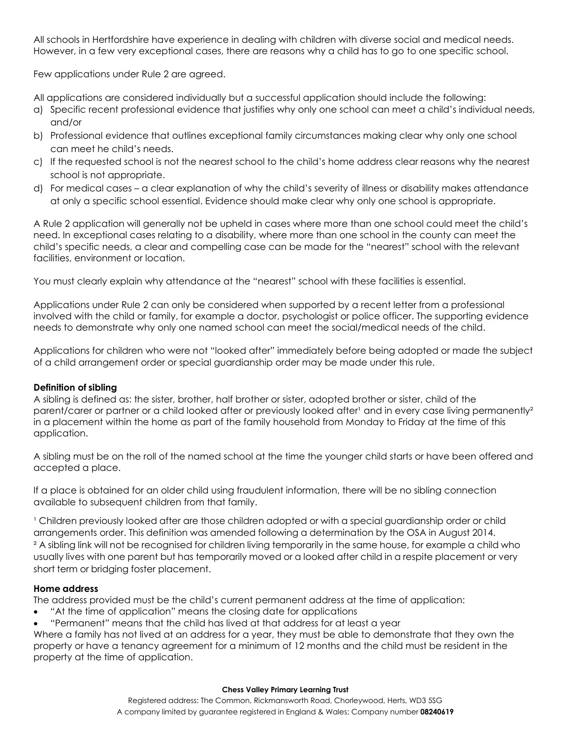All schools in Hertfordshire have experience in dealing with children with diverse social and medical needs. However, in a few very exceptional cases, there are reasons why a child has to go to one specific school.

Few applications under Rule 2 are agreed.

All applications are considered individually but a successful application should include the following:

a) Specific recent professional evidence that justifies why only one school can meet a child's individual needs, and/or
b) Professional evidence that outlines exceptional family circumstances making clear why only one school can meet he child's needs.
c) If the requested school is not the nearest school to the child's home address clear reasons why the nearest school is not appropriate.
d) For medical cases – a clear explanation of why the child's severity of illness or disability makes attendance at only a specific school essential. Evidence should make clear why only one school is appropriate.

A Rule 2 application will generally not be upheld in cases where more than one school could meet the child's need. In exceptional cases relating to a disability, where more than one school in the county can meet the child's specific needs, a clear and compelling case can be made for the "nearest" school with the relevant facilities, environment or location.

You must clearly explain why attendance at the "nearest" school with these facilities is essential.

Applications under Rule 2 can only be considered when supported by a recent letter from a professional involved with the child or family, for example a doctor, psychologist or police officer. The supporting evidence needs to demonstrate why only one named school can meet the social/medical needs of the child.

Applications for children who were not "looked after" immediately before being adopted or made the subject of a child arrangement order or special guardianship order may be made under this rule.

**Definition of sibling**

A sibling is defined as: the sister, brother, half brother or sister, adopted brother or sister, child of the parent/carer or partner or a child looked after or previously looked after[1] and in every case living permanently[2] in a placement within the home as part of the family household from Monday to Friday at the time of this application.

A sibling must be on the roll of the named school at the time the younger child starts or have been offered and accepted a place.

If a place is obtained for an older child using fraudulent information, there will be no sibling connection available to subsequent children from that family.

[1] Children previously looked after are those children adopted or with a special guardianship order or child arrangements order. This definition was amended following a determination by the OSA in August 2014.
[2] A sibling link will not be recognised for children living temporarily in the same house, for example a child who usually lives with one parent but has temporarily moved or a looked after child in a respite placement or very short term or bridging foster placement.

**Home address**

The address provided must be the child's current permanent address at the time of application:

- "At the time of application" means the closing date for applications
- "Permanent" means that the child has lived at that address for at least a year

Where a family has not lived at an address for a year, they must be able to demonstrate that they own the property or have a tenancy agreement for a minimum of 12 months and the child must be resident in the property at the time of application.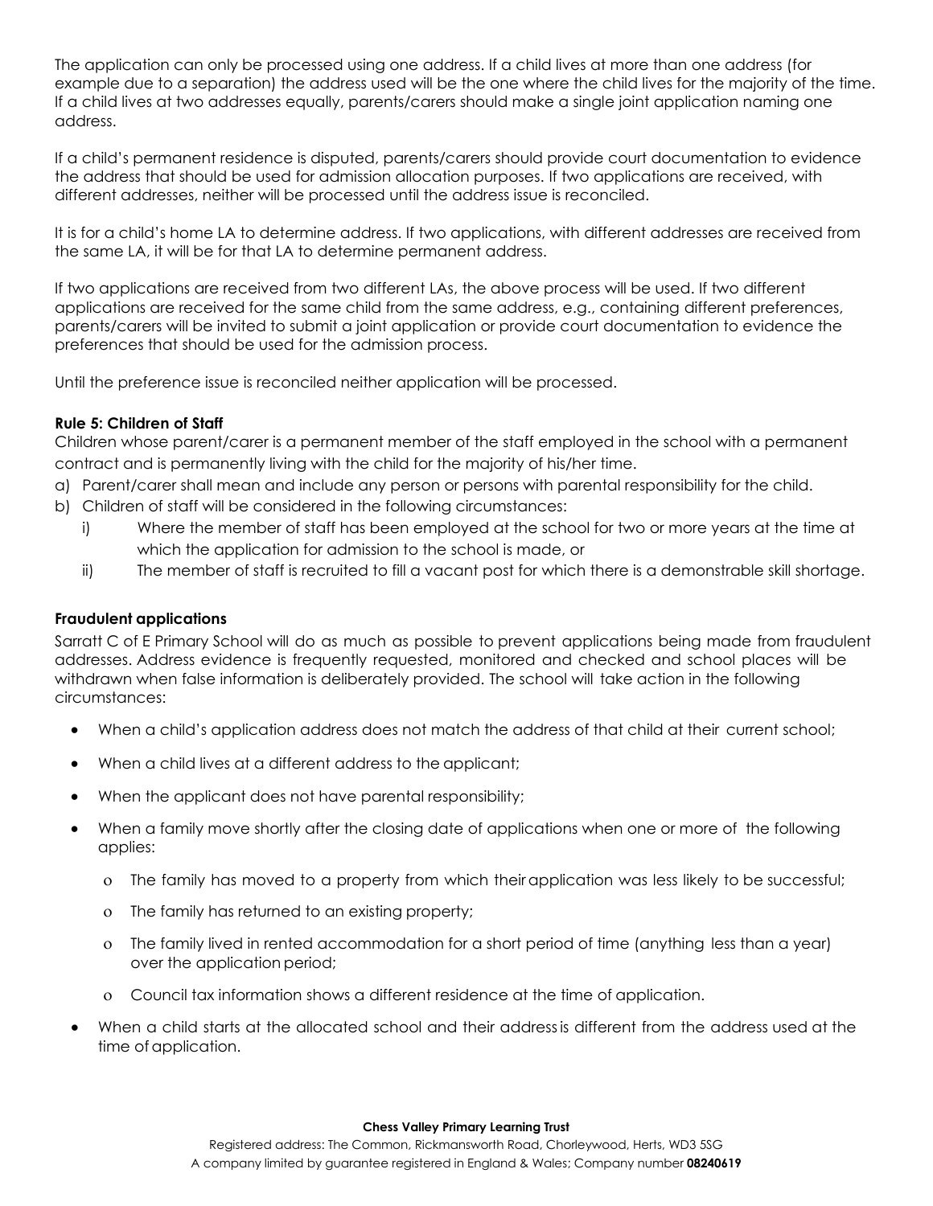The application can only be processed using one address. If a child lives at more than one address (for example due to a separation) the address used will be the one where the child lives for the majority of the time. If a child lives at two addresses equally, parents/carers should make a single joint application naming one address.

If a child's permanent residence is disputed, parents/carers should provide court documentation to evidence the address that should be used for admission allocation purposes. If two applications are received, with different addresses, neither will be processed until the address issue is reconciled.

It is for a child's home LA to determine address. If two applications, with different addresses are received from the same LA, it will be for that LA to determine permanent address.

If two applications are received from two different LAs, the above process will be used. If two different applications are received for the same child from the same address, e.g., containing different preferences, parents/carers will be invited to submit a joint application or provide court documentation to evidence the preferences that should be used for the admission process.

Until the preference issue is reconciled neither application will be processed.

**Rule 5: Children of Staff**

Children whose parent/carer is a permanent member of the staff employed in the school with a permanent contract and is permanently living with the child for the majority of his/her time.

a) Parent/carer shall mean and include any person or persons with parental responsibility for the child.
b) Children of staff will be considered in the following circumstances:
   i) Where the member of staff has been employed at the school for two or more years at the time at which the application for admission to the school is made, or
   ii) The member of staff is recruited to fill a vacant post for which there is a demonstrable skill shortage.

**Fraudulent applications**

Sarratt C of E Primary School will do as much as possible to prevent applications being made from fraudulent addresses. Address evidence is frequently requested, monitored and checked and school places will be withdrawn when false information is deliberately provided. The school will take action in the following circumstances:

- When a child's application address does not match the address of that child at their current school;
- When a child lives at a different address to the applicant;
- When the applicant does not have parental responsibility;
- When a family move shortly after the closing date of applications when one or more of the following applies:
  - The family has moved to a property from which their application was less likely to be successful;
  - The family has returned to an existing property;
  - The family lived in rented accommodation for a short period of time (anything less than a year) over the application period;
  - Council tax information shows a different residence at the time of application.
- When a child starts at the allocated school and their address is different from the address used at the time of application.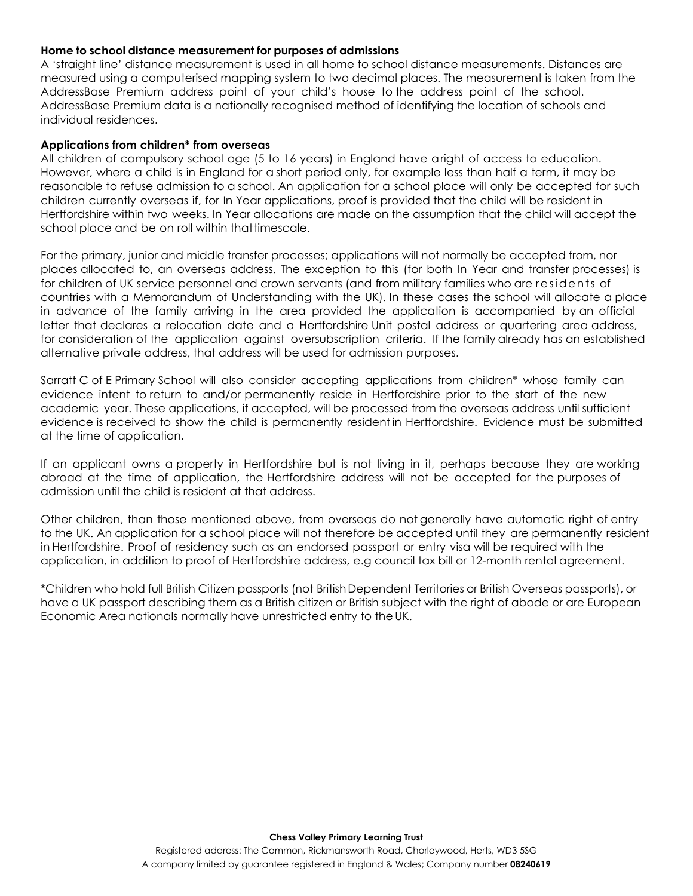**Home to school distance measurement for purposes of admissions**

A 'straight line' distance measurement is used in all home to school distance measurements. Distances are measured using a computerised mapping system to two decimal places. The measurement is taken from the AddressBase Premium address point of your child's house to the address point of the school. AddressBase Premium data is a nationally recognised method of identifying the location of schools and individual residences.

**Applications from children* from overseas**

All children of compulsory school age (5 to 16 years) in England have a right of access to education. However, where a child is in England for a short period only, for example less than half a term, it may be reasonable to refuse admission to a school. An application for a school place will only be accepted for such children currently overseas if, for In Year applications, proof is provided that the child will be resident in Hertfordshire within two weeks. In Year allocations are made on the assumption that the child will accept the school place and be on roll within that timescale.

For the primary, junior and middle transfer processes; applications will not normally be accepted from, nor places allocated to, an overseas address. The exception to this (for both In Year and transfer processes) is for children of UK service personnel and crown servants (and from military families who are residents of countries with a Memorandum of Understanding with the UK). In these cases the school will allocate a place in advance of the family arriving in the area provided the application is accompanied by an official letter that declares a relocation date and a Hertfordshire Unit postal address or quartering area address, for consideration of the application against oversubscription criteria. If the family already has an established alternative private address, that address will be used for admission purposes.

Sarratt C of E Primary School will also consider accepting applications from children* whose family can evidence intent to return to and/or permanently reside in Hertfordshire prior to the start of the new academic year. These applications, if accepted, will be processed from the overseas address until sufficient evidence is received to show the child is permanently resident in Hertfordshire. Evidence must be submitted at the time of application.

If an applicant owns a property in Hertfordshire but is not living in it, perhaps because they are working abroad at the time of application, the Hertfordshire address will not be accepted for the purposes of admission until the child is resident at that address.

Other children, than those mentioned above, from overseas do not generally have automatic right of entry to the UK. An application for a school place will not therefore be accepted until they are permanently resident in Hertfordshire. Proof of residency such as an endorsed passport or entry visa will be required with the application, in addition to proof of Hertfordshire address, e.g council tax bill or 12-month rental agreement.

*Children who hold full British Citizen passports (not British Dependent Territories or British Overseas passports), or have a UK passport describing them as a British citizen or British subject with the right of abode or are European Economic Area nationals normally have unrestricted entry to the UK.